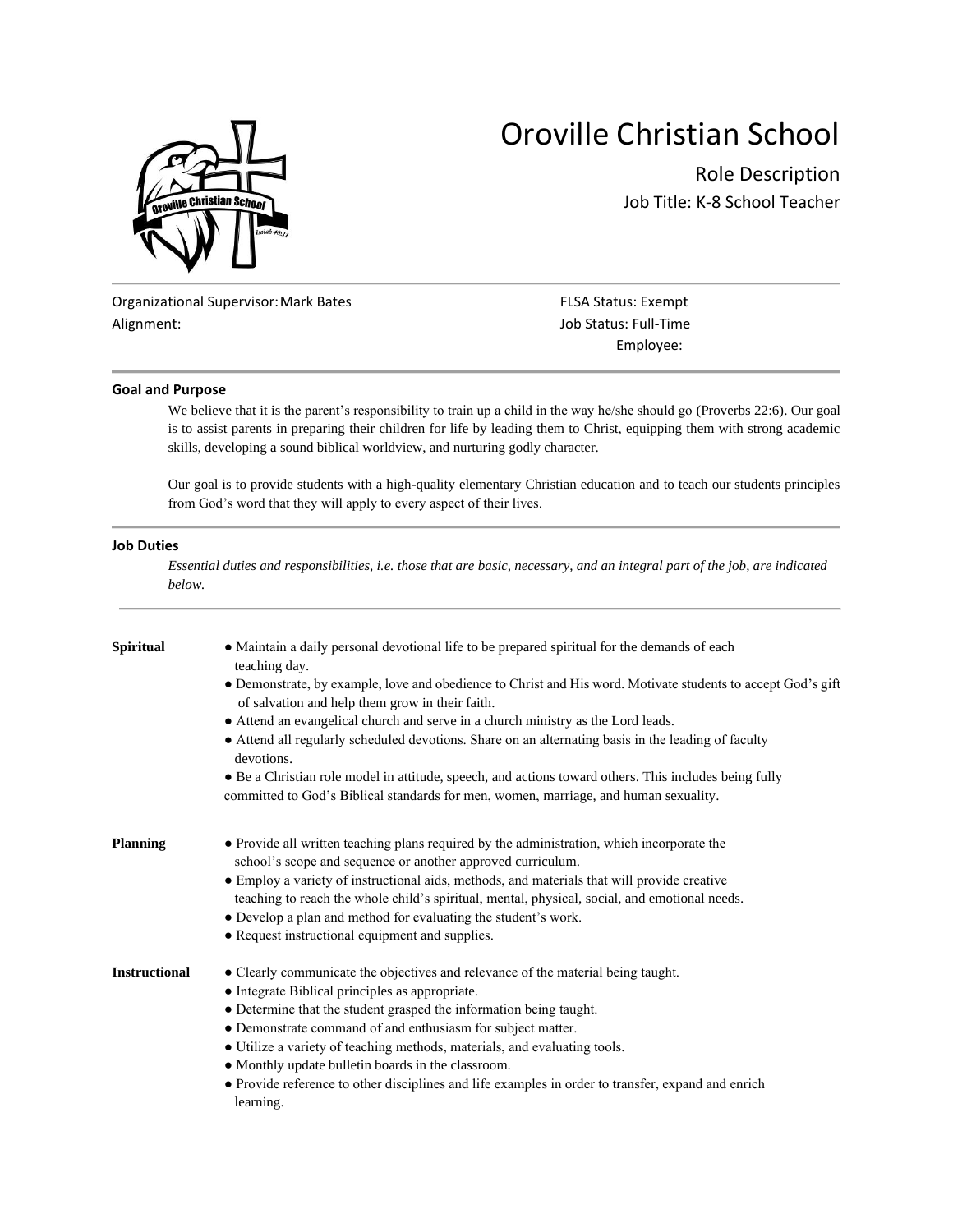# Oroville Christian School

## Role Description

### Job Title: K-8 School Teacher

Organizational Supervisor: Mark Bates
Alignment:

FLSA Status: Exempt
Job Status: Full-Time
Employee:

---

**Goal and Purpose**

We believe that it is the parent's responsibility to train up a child in the way he/she should go (Proverbs 22:6). Our goal is to assist parents in preparing their children for life by leading them to Christ, equipping them with strong academic skills, developing a sound biblical worldview, and nurturing godly character.

Our goal is to provide students with a high-quality elementary Christian education and to teach our students principles from God's word that they will apply to every aspect of their lives.

---

**Job Duties**

*Essential duties and responsibilities, i.e. those that are basic, necessary, and an integral part of the job, are indicated below.*

---

**Spiritual**

- Maintain a daily personal devotional life to be prepared spiritual for the demands of each teaching day.
- Demonstrate, by example, love and obedience to Christ and His word. Motivate students to accept God's gift of salvation and help them grow in their faith.
- Attend an evangelical church and serve in a church ministry as the Lord leads.
- Attend all regularly scheduled devotions. Share on an alternating basis in the leading of faculty devotions.
- Be a Christian role model in attitude, speech, and actions toward others. This includes being fully committed to God's Biblical standards for men, women, marriage, and human sexuality.

**Planning**

- Provide all written teaching plans required by the administration, which incorporate the school's scope and sequence or another approved curriculum.
- Employ a variety of instructional aids, methods, and materials that will provide creative teaching to reach the whole child's spiritual, mental, physical, social, and emotional needs.
- Develop a plan and method for evaluating the student's work.
- Request instructional equipment and supplies.

**Instructional**

- Clearly communicate the objectives and relevance of the material being taught.
- Integrate Biblical principles as appropriate.
- Determine that the student grasped the information being taught.
- Demonstrate command of and enthusiasm for subject matter.
- Utilize a variety of teaching methods, materials, and evaluating tools.
- Monthly update bulletin boards in the classroom.
- Provide reference to other disciplines and life examples in order to transfer, expand and enrich learning.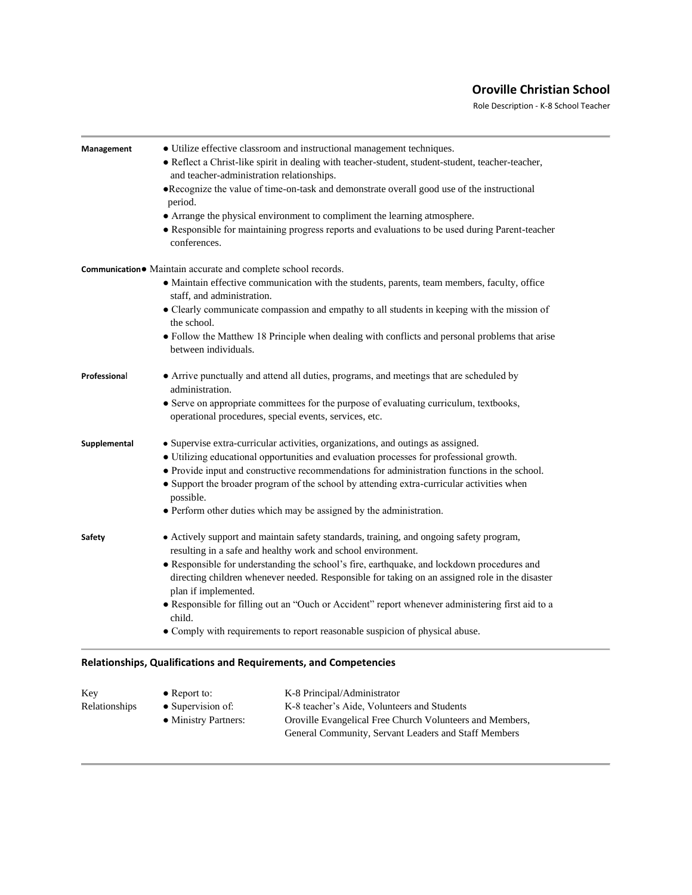**Management**

- Utilize effective classroom and instructional management techniques.
- Reflect a Christ-like spirit in dealing with teacher-student, student-student, teacher-teacher, and teacher-administration relationships.
- Recognize the value of time-on-task and demonstrate overall good use of the instructional period.
- Arrange the physical environment to compliment the learning atmosphere.
- Responsible for maintaining progress reports and evaluations to be used during Parent-teacher conferences.

**Communication**

- Maintain accurate and complete school records.
- Maintain effective communication with the students, parents, team members, faculty, office staff, and administration.
- Clearly communicate compassion and empathy to all students in keeping with the mission of the school.
- Follow the Matthew 18 Principle when dealing with conflicts and personal problems that arise between individuals.

**Professional**

- Arrive punctually and attend all duties, programs, and meetings that are scheduled by administration.
- Serve on appropriate committees for the purpose of evaluating curriculum, textbooks, operational procedures, special events, services, etc.

**Supplemental**

- Supervise extra-curricular activities, organizations, and outings as assigned.
- Utilizing educational opportunities and evaluation processes for professional growth.
- Provide input and constructive recommendations for administration functions in the school.
- Support the broader program of the school by attending extra-curricular activities when possible.
- Perform other duties which may be assigned by the administration.

**Safety**

- Actively support and maintain safety standards, training, and ongoing safety program, resulting in a safe and healthy work and school environment.
- Responsible for understanding the school's fire, earthquake, and lockdown procedures and directing children whenever needed. Responsible for taking on an assigned role in the disaster plan if implemented.
- Responsible for filling out an "Ouch or Accident" report whenever administering first aid to a child.
- Comply with requirements to report reasonable suspicion of physical abuse.

## Relationships, Qualifications and Requirements, and Competencies

| Key Relationships | | |
|---|---|---|
| | • Report to: | K-8 Principal/Administrator |
| | • Supervision of: | K-8 teacher's Aide, Volunteers and Students |
| | • Ministry Partners: | Oroville Evangelical Free Church Volunteers and Members, General Community, Servant Leaders and Staff Members |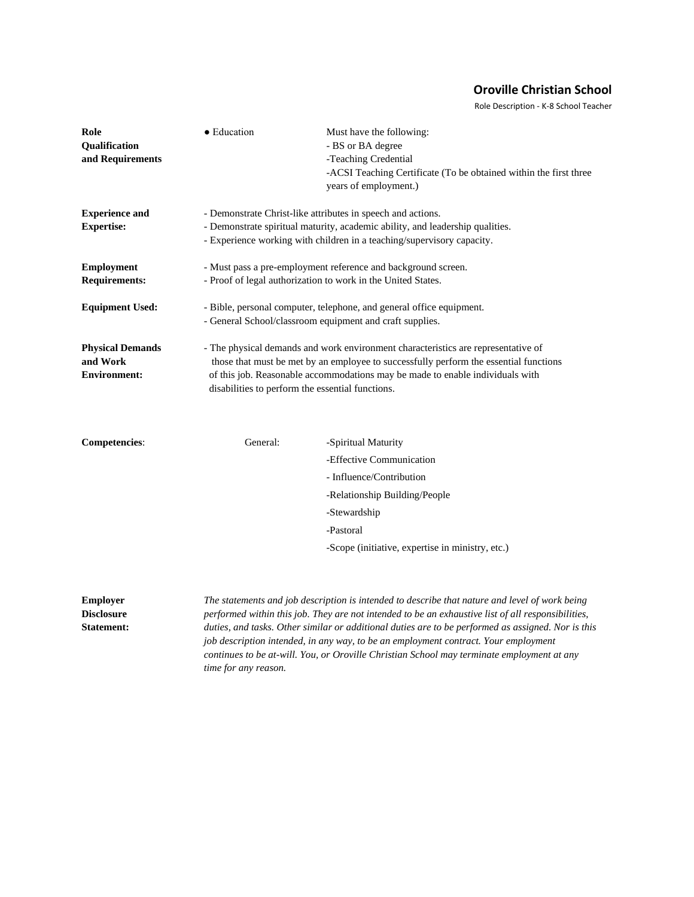**Oroville Christian School**

Role Description - K-8 School Teacher

| | | |
|---|---|---|
| **Role Qualification and Requirements** | ● Education | Must have the following:<br>- BS or BA degree<br>-Teaching Credential<br>-ACSI Teaching Certificate (To be obtained within the first three years of employment.) |
| **Experience and Expertise:** | - Demonstrate Christ-like attributes in speech and actions.<br>- Demonstrate spiritual maturity, academic ability, and leadership qualities.<br>- Experience working with children in a teaching/supervisory capacity. | |
| **Employment Requirements:** | - Must pass a pre-employment reference and background screen.<br>- Proof of legal authorization to work in the United States. | |
| **Equipment Used:** | - Bible, personal computer, telephone, and general office equipment.<br>- General School/classroom equipment and craft supplies. | |
| **Physical Demands and Work Environment:** | - The physical demands and work environment characteristics are representative of those that must be met by an employee to successfully perform the essential functions of this job. Reasonable accommodations may be made to enable individuals with disabilities to perform the essential functions. | |
| **Competencies**: | General: | -Spiritual Maturity<br>-Effective Communication<br>- Influence/Contribution<br>-Relationship Building/People<br>-Stewardship<br>-Pastoral<br>-Scope (initiative, expertise in ministry, etc.) |
| **Employer Disclosure Statement:** | *The statements and job description is intended to describe that nature and level of work being performed within this job. They are not intended to be an exhaustive list of all responsibilities, duties, and tasks. Other similar or additional duties are to be performed as assigned. Nor is this job description intended, in any way, to be an employment contract. Your employment continues to be at-will. You, or Oroville Christian School may terminate employment at any time for any reason.* | |